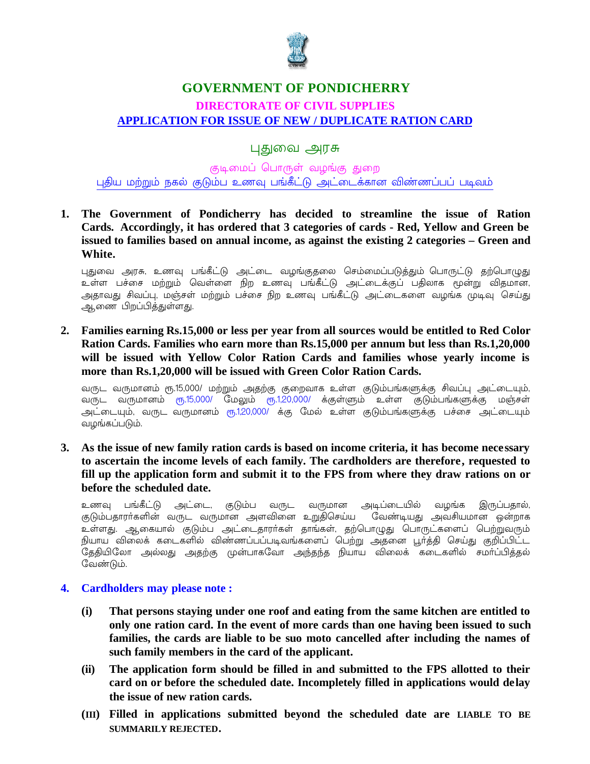# GOVERNMENT OF PONDICHERRY

## DIRECTORATE OF CIVIL SUPPLIES

## APPLICATION FOR ISSUE OF NEW / DUPLICATE RATION CARD

# புதுவை அரசு

## குடிமைப் பொருள் வழங்கு துறை

## புதிய மற்றும் நகல் குடும்ப உணவு பங்கீட்டு அட்டைக்கான விண்ணப்பப் படிவம்

1. **The Government of Pondicherry has decided to streamline the issue of Ration Cards. Accordingly, it has ordered that 3 categories of cards - Red, Yellow and Green be issued to families based on annual income, as against the existing 2 categories – Green and White.**

   புதுவை அரசு, உணவு பங்கீட்டு அட்டை வழங்குதலை செம்மைப்படுத்தும் பொருட்டு தற்பொழுது உள்ள பச்சை மற்றும் வெள்ளை நிற உணவு பங்கீட்டு அட்டைக்குப் பதிலாக மூன்று விதமான, அதாவது சிவப்பு, மஞ்சள் மற்றும் பச்சை நிற உணவு பங்கீட்டு அட்டைகளை வழங்க முடிவு செய்து ஆணை பிறப்பித்துள்ளது.

2. **Families earning Rs.15,000 or less per year from all sources would be entitled to Red Color Ration Cards. Families who earn more than Rs.15,000 per annum but less than Rs.1,20,000 will be issued with Yellow Color Ration Cards and families whose yearly income is more than Rs.1,20,000 will be issued with Green Color Ration Cards.**

   வருட வருமானம் ரூ.15,000/ மற்றும் அதற்கு குறைவாக உள்ள குடும்பங்களுக்கு சிவப்பு அட்டையும், வருட வருமானம் ரூ.15,000/ மேலும் ரூ.1,20,000/ க்குள்ளும் உள்ள குடும்பங்களுக்கு மஞ்சள் அட்டையும், வருட வருமானம் ரூ.1,20,000/ க்கு மேல் உள்ள குடும்பங்களுக்கு பச்சை அட்டையும் வழங்கப்படும்.

3. **As the issue of new family ration cards is based on income criteria, it has become necessary to ascertain the income levels of each family. The cardholders are therefore, requested to fill up the application form and submit it to the FPS from where they draw rations on or before the scheduled date.**

   உணவு பங்கீட்டு அட்டை, குடும்ப வருட வருமான அடிப்படையில் வழங்க இருப்பதால், குடும்பதாரர்களின் வருட வருமான அளவினை உறுதிசெய்ய வேண்டியது அவசியமான ஒன்றாக உள்ளது. ஆகையால் குடும்ப அட்டைதாரர்கள் தாங்கள், தற்பொழுது பொருட்களைப் பெற்றுவரும் நியாய விலைக் கடைகளில் விண்ணப்பப்படிவங்களைப் பெற்று அதனை பூர்த்தி செய்து குறிப்பிட்ட தேதியிலோ அல்லது அதற்கு முன்பாகவோ அந்தந்த நியாய விலைக் கடைகளில் சமர்ப்பித்தல் வேண்டும்.

4. **Cardholders may please note :**

   **(i)** **That persons staying under one roof and eating from the same kitchen are entitled to only one ration card. In the event of more cards than one having been issued to such families, the cards are liable to be suo moto cancelled after including the names of such family members in the card of the applicant.**

   **(ii)** **The application form should be filled in and submitted to the FPS allotted to their card on or before the scheduled date. Incompletely filled in applications would delay the issue of new ration cards.**

   **(III)** **Filled in applications submitted beyond the scheduled date are LIABLE TO BE SUMMARILY REJECTED.**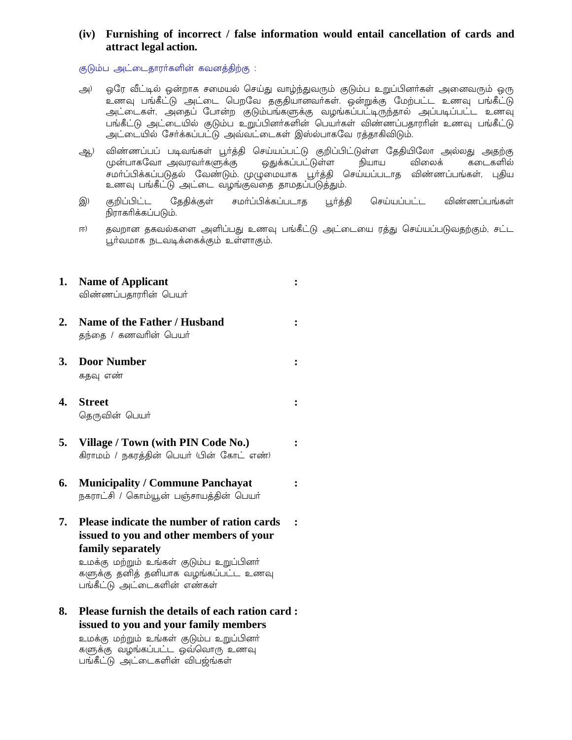**(iv) Furnishing of incorrect / false information would entail cancellation of cards and attract legal action.**

குடும்ப அட்டைதாரர்களின் கவனத்திற்கு :

அ) ஒரே வீட்டில் ஒன்றாக சமையல் செய்து வாழ்ந்துவரும் குடும்ப உறுப்பினர்கள் அனைவரும் ஒரு உணவு பங்கீட்டு அட்டை பெறவே தகுதியானவர்கள். ஒன்றுக்கு மேற்பட்ட உணவு பங்கீட்டு அட்டைகள், அதைப் போன்ற குடும்பங்களுக்கு வழங்கப்பட்டிருந்தால் அப்படிப்பட்ட உணவு பங்கீட்டு அட்டையில் குடும்ப உறுப்பினர்களின் பெயர்கள் விண்ணப்பதாரரின் உணவு பங்கீட்டு அட்டையில் சேர்க்கப்பட்டு அவ்வட்டைகள் இஸ்ல்பாகவே ரத்தாகிவிடும்.

ஆ) விண்ணப்பப் படிவங்கள் பூர்த்தி செய்யப்பட்டு குறிப்பிட்டுள்ள தேதியிலோ அல்லது அதற்கு முன்பாகவோ அவரவர்களுக்கு ஒதுக்கப்பட்டுள்ள நியாய விலைக் கடைகளில் சமர்ப்பிக்கப்படுதல் வேண்டும். முழுமையாக பூர்த்தி செய்யப்படாத விண்ணப்பங்கள், புதிய உணவு பங்கீட்டு அட்டை வழங்குவதை தாமதப்படுத்தும்.

இ) குறிப்பிட்ட தேதிக்குள் சமர்ப்பிக்கப்படாத பூர்த்தி செய்யப்பட்ட விண்ணப்பங்கள் நிராகரிக்கப்படும்.

ஈ) தவறான தகவல்களை அளிப்பது உணவு பங்கீட்டு அட்டையை ரத்து செய்யப்படுவதற்கும், சட்ட பூர்வமாக நடவடிக்கைக்கும் உள்ளாகும்.

**1. Name of Applicant** :
விண்ணப்பதாரரின் பெயர்

**2. Name of the Father / Husband** :
தந்தை / கணவரின் பெயர்

**3. Door Number** :
கதவு எண்

**4. Street** :
தெருவின் பெயர்

**5. Village / Town (with PIN Code No.)** :
கிராமம் / நகரத்தின் பெயர் (பின் கோட் எண்)

**6. Municipality / Commune Panchayat** :
நகராட்சி / கொம்யூன் பஞ்சாயத்தின் பெயர்

**7. Please indicate the number of ration cards issued to you and other members of your family separately** :
உமக்கு மற்றும் உங்கள் குடும்ப உறுப்பினர் களுக்கு தனித் தனியாக வழங்கப்பட்ட உணவு பங்கீட்டு அட்டைகளின் எண்கள்

**8. Please furnish the details of each ration card issued to you and your family members** :
உமக்கு மற்றும் உங்கள் குடும்ப உறுப்பினர் களுக்கு வழங்கப்பட்ட ஒவ்வொரு உணவு பங்கீட்டு அட்டைகளின் விபஜ்ங்கள்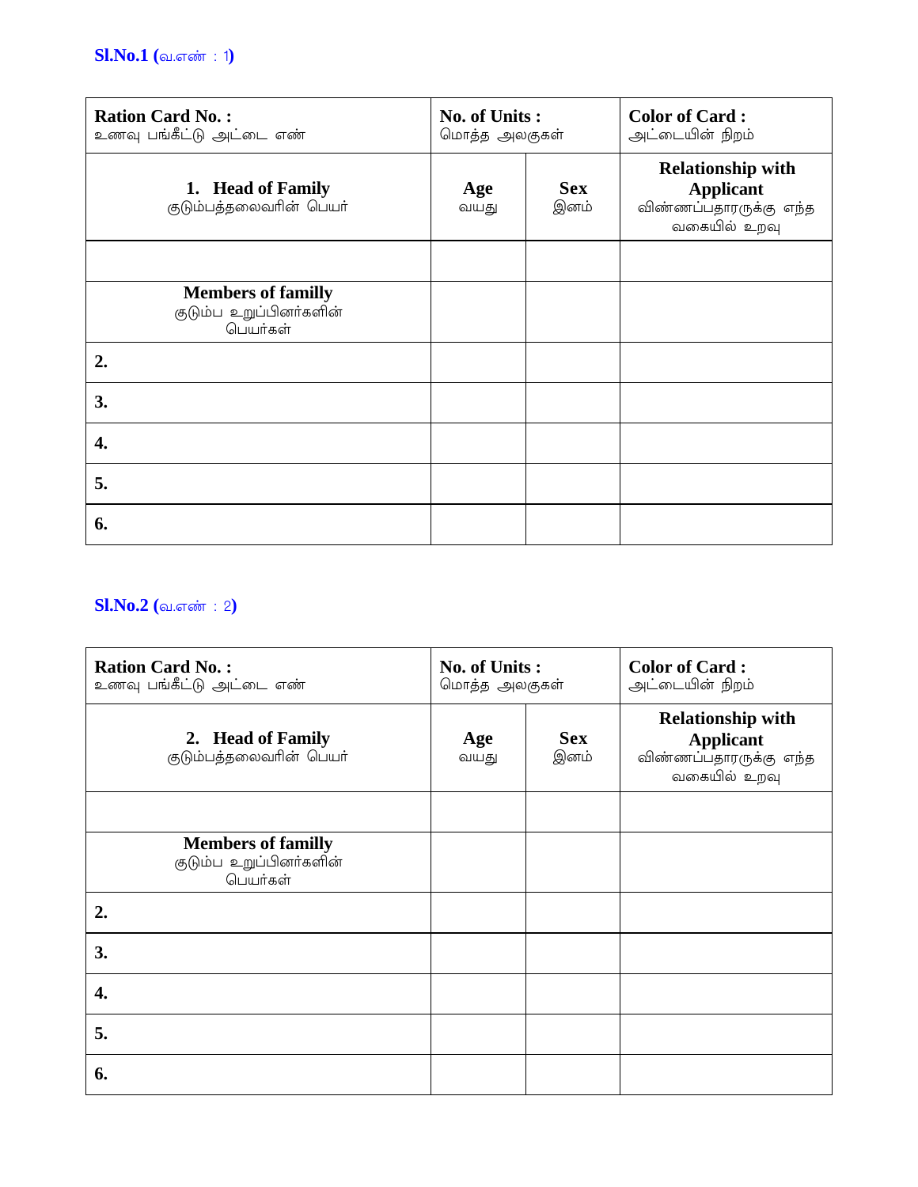**Sl.No.1 (**வ.எண் : 1**)**

| **Ration Card No. :** உணவு பங்கீட்டு அட்டை எண் | **No. of Units :** மொத்த அலகுகள் | | **Color of Card :** அட்டையின் நிறம் |
|---|---|---|---|
| **1. Head of Family** குடும்பத்தலைவரின் பெயர் | **Age** வயது | **Sex** இனம் | **Relationship with Applicant** விண்ணப்பதாரருக்கு எந்த வகையில் உறவு |
| | | | |
| **Members of familly** குடும்ப உறுப்பினர்களின் பெயர்கள் | | | |
| **2.** | | | |
| **3.** | | | |
| **4.** | | | |
| **5.** | | | |
| **6.** | | | |

**Sl.No.2 (**வ.எண் : 2**)**

| **Ration Card No. :** உணவு பங்கீட்டு அட்டை எண் | **No. of Units :** மொத்த அலகுகள் | | **Color of Card :** அட்டையின் நிறம் |
|---|---|---|---|
| **2. Head of Family** குடும்பத்தலைவரின் பெயர் | **Age** வயது | **Sex** இனம் | **Relationship with Applicant** விண்ணப்பதாரருக்கு எந்த வகையில் உறவு |
| | | | |
| **Members of familly** குடும்ப உறுப்பினர்களின் பெயர்கள் | | | |
| **2.** | | | |
| **3.** | | | |
| **4.** | | | |
| **5.** | | | |
| **6.** | | | |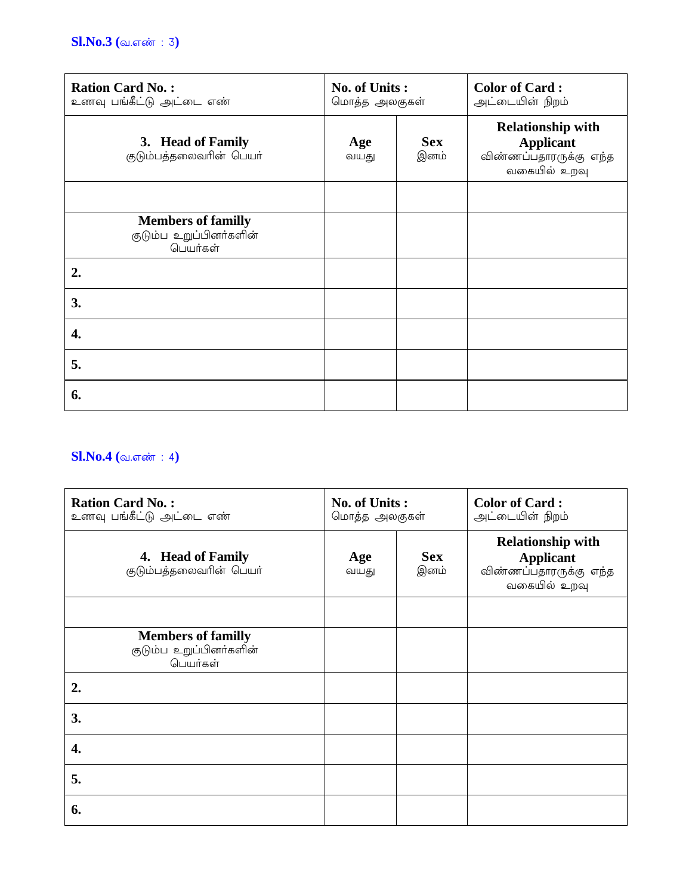**Sl.No.3 (**வ.எண் : 3**)**

| **Ration Card No. :**<br>உணவு பங்கீட்டு அட்டை எண் | **No. of Units :**<br>மொத்த அலகுகள் | | **Color of Card :**<br>அட்டையின் நிறம் |
|---|---|---|---|
| **3. Head of Family**<br>குடும்பத்தலைவரின் பெயர் | **Age**<br>வயது | **Sex**<br>இனம் | **Relationship with Applicant**<br>விண்ணப்பதாரருக்கு எந்த வகையில் உறவு |
| | | | |
| **Members of familly**<br>குடும்ப உறுப்பினர்களின் பெயர்கள் | | | |
| **2.** | | | |
| **3.** | | | |
| **4.** | | | |
| **5.** | | | |
| **6.** | | | |

**Sl.No.4 (**வ.எண் : 4**)**

| **Ration Card No. :**<br>உணவு பங்கீட்டு அட்டை எண் | **No. of Units :**<br>மொத்த அலகுகள் | | **Color of Card :**<br>அட்டையின் நிறம் |
|---|---|---|---|
| **4. Head of Family**<br>குடும்பத்தலைவரின் பெயர் | **Age**<br>வயது | **Sex**<br>இனம் | **Relationship with Applicant**<br>விண்ணப்பதாரருக்கு எந்த வகையில் உறவு |
| | | | |
| **Members of familly**<br>குடும்ப உறுப்பினர்களின் பெயர்கள் | | | |
| **2.** | | | |
| **3.** | | | |
| **4.** | | | |
| **5.** | | | |
| **6.** | | | |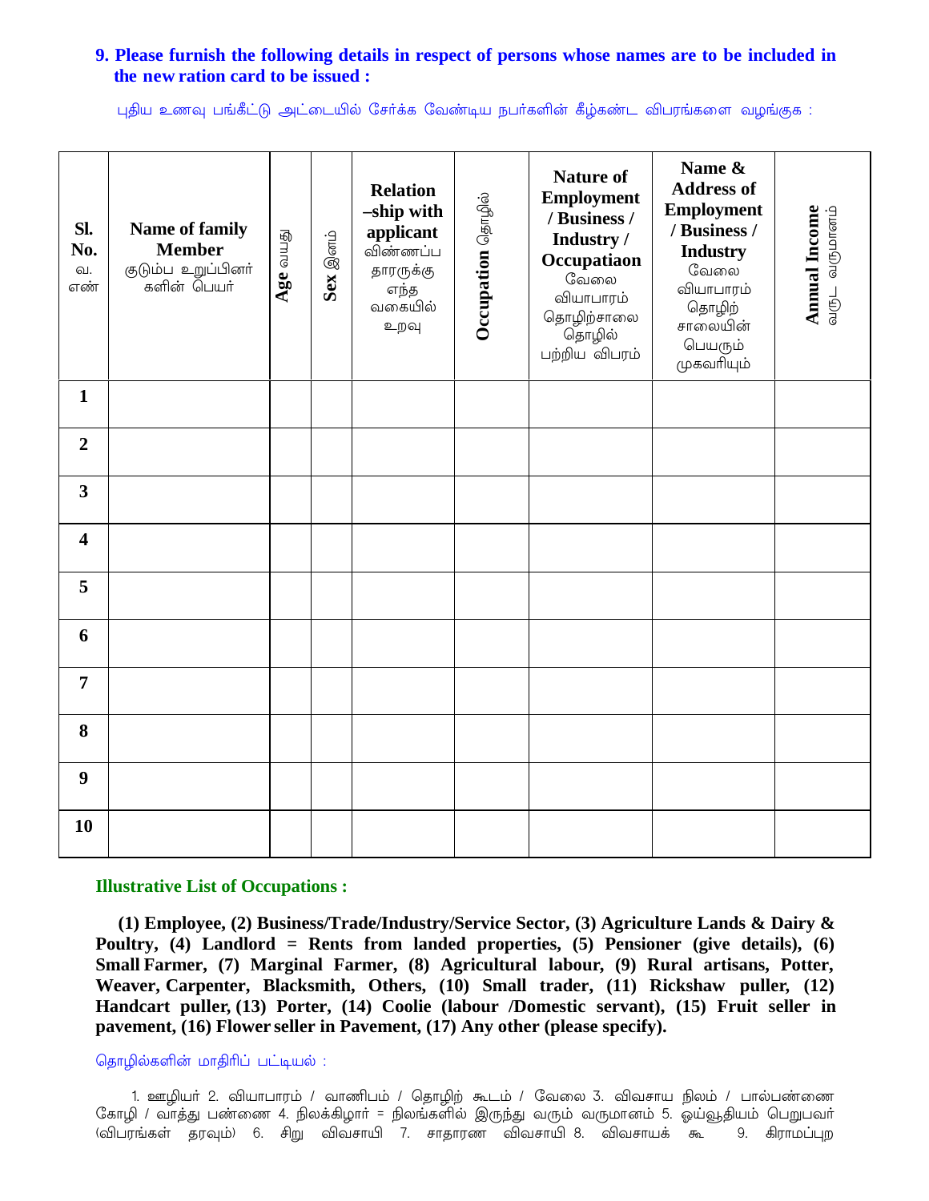**9. Please furnish the following details in respect of persons whose names are to be included in the new ration card to be issued :**

புதிய உணவு பங்கீட்டு அட்டையில் சேர்க்க வேண்டிய நபர்களின் கீழ்கண்ட விபரங்களை வழங்குக :

| **Sl. No.** வ. எண் | **Name of family Member** குடும்ப உறுப்பினர் களின் பெயர் | **Age** வயது | **Sex** இனம் | **Relation –ship with applicant** விண்ணப்ப தாரருக்கு எந்த வகையில் உறவு | **Occupation** தொழில் | **Nature of Employment / Business / Industry / Occupatiaon** வேலை வியாபாரம் தொழிற்சாலை தொழில் பற்றிய விபரம் | **Name & Address of Employment / Business / Industry** வேலை வியாபாரம் தொழிற் சாலையின் பெயரும் முகவரியும் | **Annual Income** வருட வருமானம் |
|---|---|---|---|---|---|---|---|---|
| **1** | | | | | | | | |
| **2** | | | | | | | | |
| **3** | | | | | | | | |
| **4** | | | | | | | | |
| **5** | | | | | | | | |
| **6** | | | | | | | | |
| **7** | | | | | | | | |
| **8** | | | | | | | | |
| **9** | | | | | | | | |
| **10** | | | | | | | | |

**Illustrative List of Occupations :**

**(1) Employee, (2) Business/Trade/Industry/Service Sector, (3) Agriculture Lands & Dairy & Poultry, (4) Landlord = Rents from landed properties, (5) Pensioner (give details), (6) Small Farmer, (7) Marginal Farmer, (8) Agricultural labour, (9) Rural artisans, Potter, Weaver, Carpenter, Blacksmith, Others, (10) Small trader, (11) Rickshaw puller, (12) Handcart puller, (13) Porter, (14) Coolie (labour /Domestic servant), (15) Fruit seller in pavement, (16) Flower seller in Pavement, (17) Any other (please specify).**

தொழில்களின் மாதிரிப் பட்டியல் :

1. ஊழியர் 2. வியாபாரம் / வாணிபம் / தொழிற் கூடம் / வேலை 3. விவசாய நிலம் / பால்பண்ணை கோழி / வாத்து பண்ணை 4. நிலக்கிழார் = நிலங்களில் இருந்து வரும் வருமானம் 5. ஓய்வூதியம் பெறுபவர் (விபரங்கள் தரவும்) 6. சிறு விவசாயி 7. சாதாரண விவசாயி 8. விவசாயக் கூ 9. கிராமப்புற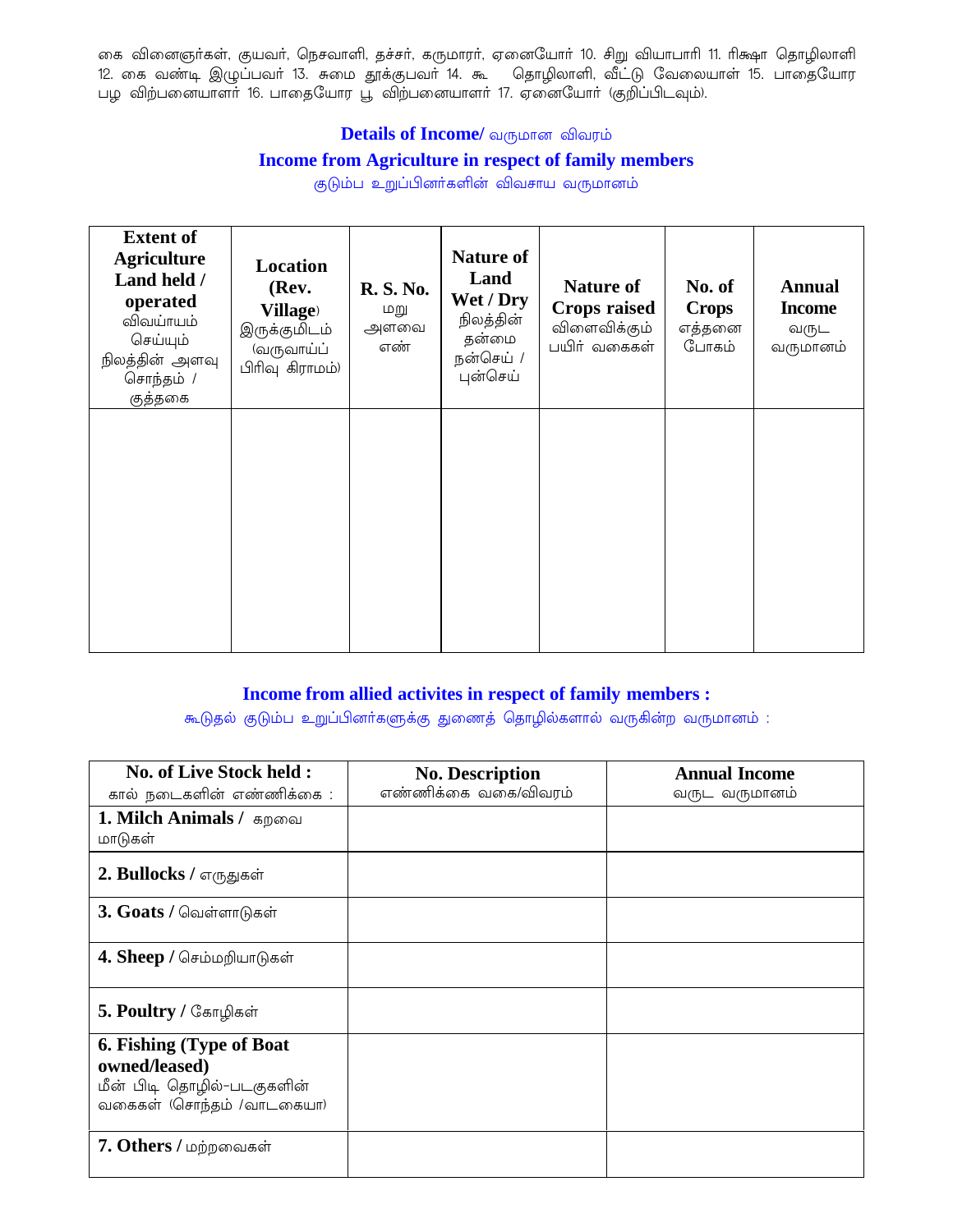கை வினைஞர்கள், குயவர், நெசவாளி, தச்சர், கருமாரர், ஏனையோர் 10. சிறு வியாபாரி 11. ரிக்ஷா தொழிலாளி 12. கை வண்டி இழுப்பவர் 13. சுமை தூக்குபவர் 14. கூ தொழிலாளி, வீட்டு வேலையாள் 15. பாதையோர பழ விற்பனையாளர் 16. பாதையோர பூ விற்பனையாளர் 17. ஏனையோர் (குறிப்பிடவும்).

## **Details of Income**/ வருமான விவரம்

### **Income from Agriculture in respect of family members**

குடும்ப உறுப்பினர்களின் விவசாய வருமானம்

| **Extent of Agriculture Land held / operated** விவய்ாயம் செய்யும் நிலத்தின் அளவு சொந்தம் / குத்தகை | **Location (Rev. Village)** இருக்குமிடம் (வருவாய்ப் பிரிவு கிராமம்) | **R. S. No.** மறு அளவை எண் | **Nature of Land Wet / Dry** நிலத்தின் தன்மை நன்செய் / புன்செய் | **Nature of Crops raised** விளைவிக்கும் பயிர் வகைகள் | **No. of Crops** எத்தனை போகம் | **Annual Income** வருட வருமானம் |
|---|---|---|---|---|---|---|
| | | | | | | |

### **Income from allied activites in respect of family members :**

கூடுதல் குடும்ப உறுப்பினர்களுக்கு துணைத் தொழில்களால் வருகின்ற வருமானம் :

| **No. of Live Stock held :** கால் நடைகளின் எண்ணிக்கை : | **No. Description** எண்ணிக்கை வகை/விவரம் | **Annual Income** வருட வருமானம் |
|---|---|---|
| **1. Milch Animals /** கறவை மாடுகள் | | |
| **2. Bullocks /** எருதுகள் | | |
| **3. Goats /** வெள்ளாடுகள் | | |
| **4. Sheep /** செம்மறியாடுகள் | | |
| **5. Poultry /** கோழிகள் | | |
| **6. Fishing (Type of Boat owned/leased)** மீன் பிடி தொழில்-படகுகளின் வகைகள் (சொந்தம் /வாடகையா) | | |
| **7. Others /** மற்றவைகள் | | |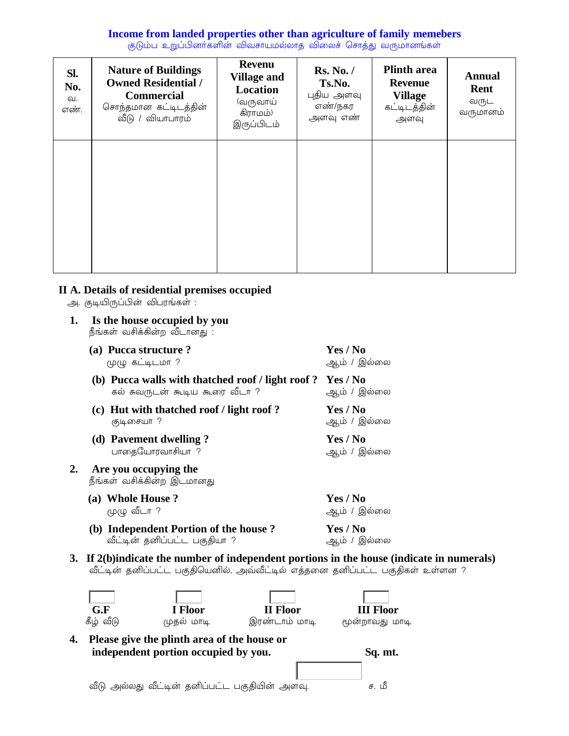## Income from landed properties other than agriculture of family memebers

குடும்ப உறுப்பினர்களின் விவசாயமல்லாத விலைச் சொத்து வருமானங்கள்

| Sl. No. வ. எண். | Nature of Buildings Owned Residential / Commercial சொந்தமான கட்டிடத்தின் வீடு / வியாபாரம் | Revenu Village and Location (வருவாய் கிராமம்) இருப்பிடம் | Rs. No. / Ts.No. புதிய அளவு எண்/நகர அளவு எண் | Plinth area Revenue Village கட்டிடத்தின் அளவு | Annual Rent வருட வருமானம் |
|---|---|---|---|---|---|
| | | | | | |

### II A. Details of residential premises occupied

அ. குடியிருப்பின் விபரங்கள் :

1. **Is the house occupied by you**
   நீங்கள் வசிக்கின்ற வீடானது :

   (a) **Pucca structure ?** முழு கட்டிடமா ? — **Yes / No** ஆம் / இல்லை

   (b) **Pucca walls with thatched roof / light roof ?** கல் சுவருடன் கூடிய கூரை வீடா ? — **Yes / No** ஆம் / இல்லை

   (c) **Hut with thatched roof / light roof ?** குடிசையா ? — **Yes / No** ஆம் / இல்லை

   (d) **Pavement dwelling ?** பாதையோரவாசியா ? — **Yes / No** ஆம் / இல்லை

2. **Are you occupying the**
   நீங்கள் வசிக்கின்ற இடமானது

   (a) **Whole House ?** முழு வீடா ? — **Yes / No** ஆம் / இல்லை

   (b) **Independent Portion of the house ?** வீட்டின் தனிப்பட்ட பகுதியா ? — **Yes / No** ஆம் / இல்லை

3. **If 2(b)indicate the number of independent portions in the house (indicate in numerals)**
   வீட்டின் தனிப்பட்ட பகுதியெனில், அவ்வீட்டில் எத்தனை தனிப்பட்ட பகுதிகள் உள்ளன ?

   | **G.F** கீழ் வீடு | **I Floor** முதல் மாடி | **II Floor** இரண்டாம் மாடி | **III Floor** மூன்றாவது மாடி |
   |---|---|---|---|
   | | | | |

4. **Please give the plinth area of the house or independent portion occupied by you.** — **Sq. mt.**
   வீடு அல்லது வீட்டின் தனிப்பட்ட பகுதியின் அளவு. — ச. மீ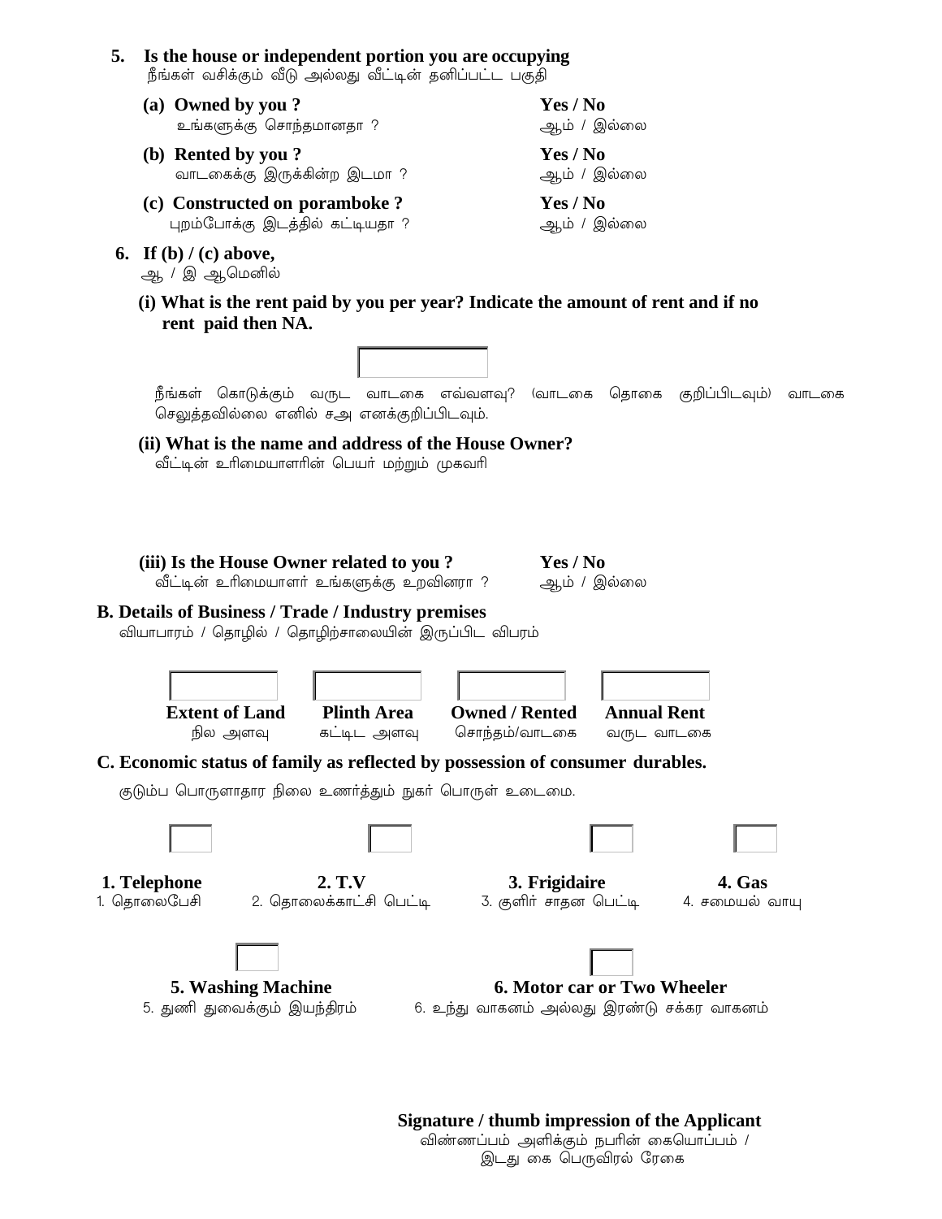**5. Is the house or independent portion you are occupying**
நீங்கள் வசிக்கும் வீடு அல்லது வீட்டின் தனிப்பட்ட பகுதி

| | |
|---|---|
| **(a) Owned by you ?**<br>உங்களுக்கு சொந்தமானதா ? | **Yes / No**<br>ஆம் / இல்லை |
| **(b) Rented by you ?**<br>வாடகைக்கு இருக்கின்ற இடமா ? | **Yes / No**<br>ஆம் / இல்லை |
| **(c) Constructed on poramboke ?**<br>புறம்போக்கு இடத்தில் கட்டியதா ? | **Yes / No**<br>ஆம் / இல்லை |

**6. If (b) / (c) above,**
ஆ / இ ஆமெனில்

**(i) What is the rent paid by you per year? Indicate the amount of rent and if no rent paid then NA.**

[ ]

நீங்கள் கொடுக்கும் வருட வாடகை எவ்வளவு? (வாடகை தொகை குறிப்பிடவும்) வாடகை செலுத்தவில்லை எனில் சஅ எனக்குறிப்பிடவும்.

**(ii) What is the name and address of the House Owner?**
வீட்டின் உரிமையாளரின் பெயர் மற்றும் முகவரி

**(iii) Is the House Owner related to you ?** **Yes / No**
வீட்டின் உரிமையாளர் உங்களுக்கு உறவினரா ? ஆம் / இல்லை

**B. Details of Business / Trade / Industry premises**
வியாபாரம் / தொழில் / தொழிற்சாலையின் இருப்பிட விபரம்

| [ ] | [ ] | [ ] | [ ] |
|---|---|---|---|
| **Extent of Land**<br>நில அளவு | **Plinth Area**<br>கட்டிட அளவு | **Owned / Rented**<br>சொந்தம்/வாடகை | **Annual Rent**<br>வருட வாடகை |

**C. Economic status of family as reflected by possession of consumer durables.**

குடும்ப பொருளாதார நிலை உணர்த்தும் நுகர் பொருள் உடைமை.

| [ ] | [ ] | [ ] | [ ] |
|---|---|---|---|
| **1. Telephone**<br>1. தொலைபேசி | **2. T.V**<br>2. தொலைக்காட்சி பெட்டி | **3. Frigidaire**<br>3. குளிர் சாதன பெட்டி | **4. Gas**<br>4. சமையல் வாயு |

| [ ] | [ ] |
|---|---|
| **5. Washing Machine**<br>5. துணி துவைக்கும் இயந்திரம் | **6. Motor car or Two Wheeler**<br>6. உந்து வாகனம் அல்லது இரண்டு சக்கர வாகனம் |

**Signature / thumb impression of the Applicant**
விண்ணப்பம் அளிக்கும் நபரின் கையொப்பம் /
இடது கை பெருவிரல் ரேகை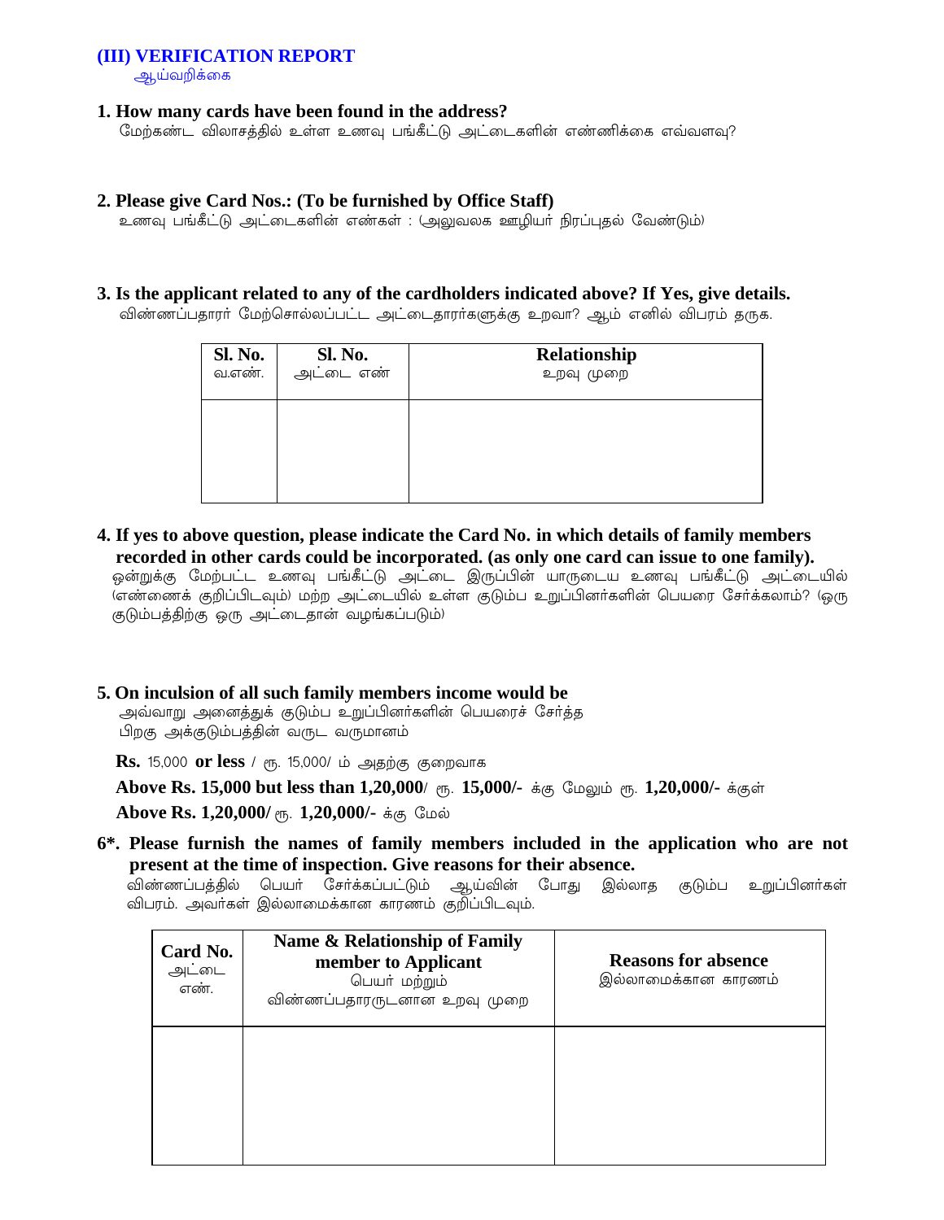## (III) VERIFICATION REPORT
ஆய்வறிக்கை

**1. How many cards have been found in the address?**
மேற்கண்ட விலாசத்தில் உள்ள உணவு பங்கீட்டு அட்டைகளின் எண்ணிக்கை எவ்வளவு?

**2. Please give Card Nos.: (To be furnished by Office Staff)**
உணவு பங்கீட்டு அட்டைகளின் எண்கள் : (அலுவலக ஊழியர் நிரப்புதல் வேண்டும்)

**3. Is the applicant related to any of the cardholders indicated above? If Yes, give details.**
விண்ணப்பதாரர் மேற்சொல்லப்பட்ட அட்டைதாரர்களுக்கு உறவா? ஆம் எனில் விபரம் தருக.

| **Sl. No.** வ.எண். | **Sl. No.** அட்டை எண் | **Relationship** உறவு முறை |
|---|---|---|
| | | |

**4. If yes to above question, please indicate the Card No. in which details of family members recorded in other cards could be incorporated. (as only one card can issue to one family).**
ஒன்றுக்கு மேற்பட்ட உணவு பங்கீட்டு அட்டை இருப்பின் யாருடைய உணவு பங்கீட்டு அட்டையில் (எண்ணைக் குறிப்பிடவும்) மற்ற அட்டையில் உள்ள குடும்ப உறுப்பினர்களின் பெயரை சேர்க்கலாம்? (ஒரு குடும்பத்திற்கு ஒரு அட்டைதான் வழங்கப்படும்)

**5. On inculsion of all such family members income would be**
அவ்வாறு அனைத்துக் குடும்ப உறுப்பினர்களின் பெயரைச் சேர்த்த பிறகு அக்குடும்பத்தின் வருட வருமானம்

**Rs.** 15,000 **or less** / ரூ. 15,000/ ம் அதற்கு குறைவாக

**Above Rs. 15,000 but less than 1,20,000**/ ரூ. **15,000/-** க்கு மேலும் ரூ. **1,20,000/-** க்குள்

**Above Rs. 1,20,000/** ரூ. **1,20,000/-** க்கு மேல்

**6*. Please furnish the names of family members included in the application who are not present at the time of inspection. Give reasons for their absence.**
விண்ணப்பத்தில் பெயர் சேர்க்கப்பட்டும் ஆய்வின் போது இல்லாத குடும்ப உறுப்பினர்கள் விபரம். அவர்கள் இல்லாமைக்கான காரணம் குறிப்பிடவும்.

| **Card No.** அட்டை எண். | **Name & Relationship of Family member to Applicant** பெயர் மற்றும் விண்ணப்பதாரருடனான உறவு முறை | **Reasons for absence** இல்லாமைக்கான காரணம் |
|---|---|---|
| | | |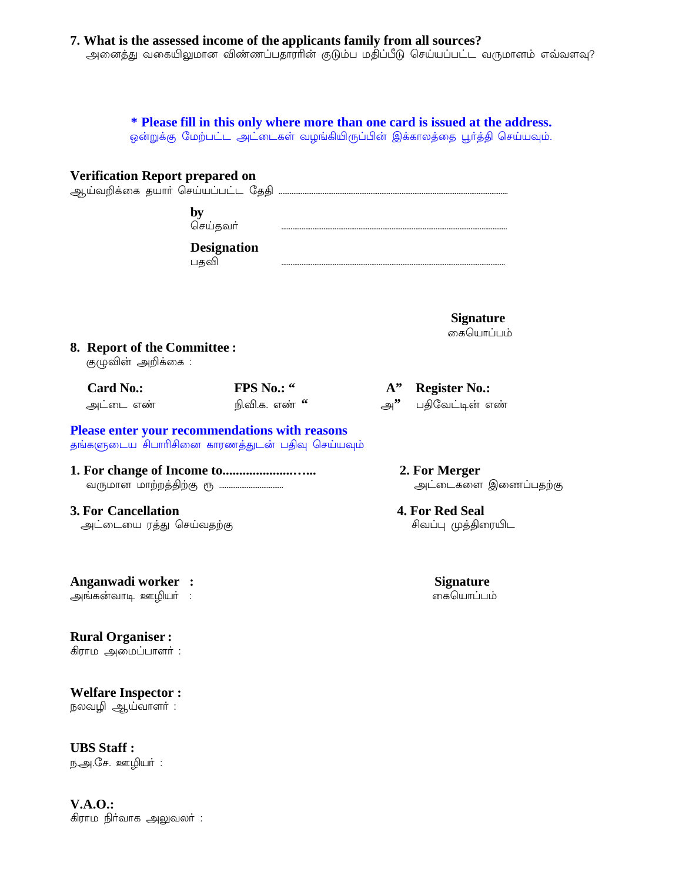**7. What is the assessed income of the applicants family from all sources?**
அனைத்து வகையிலுமான விண்ணப்பதாரரின் குடும்ப மதிப்பீடு செய்யப்பட்ட வருமானம் எவ்வளவு?

**\* Please fill in this only where more than one card is issued at the address.**
ஒன்றுக்கு மேற்பட்ட அட்டைகள் வழங்கியிருப்பின் இக்காலத்தை பூர்த்தி செய்யவும்.

**Verification Report prepared on**
ஆய்வறிக்கை தயார் செய்யப்பட்ட தேதி ..........................................................................

**by**
செய்தவர் ..........................................................................

**Designation**
பதவி ..........................................................................

**Signature**
கையொப்பம்

**8. Report of the Committee :**
குழுவின் அறிக்கை :

| **Card No.:** | **FPS No.: "A"** | **Register No.:** |
|---|---|---|
| அட்டை எண் | நி.வி.க. எண் "அ" | பதிவேட்டின் எண் |

**Please enter your recommendations with reasons**
தங்களுடைய சிபாரிசினை காரணத்துடன் பதிவு செய்யவும்

**1. For change of Income to.........................…..**
வருமான மாற்றத்திற்கு ரூ ..................................

**2. For Merger**
அட்டைகளை இணைப்பதற்கு

**3. For Cancellation**
அட்டையை ரத்து செய்வதற்கு

**4. For Red Seal**
சிவப்பு முத்திரையிட

**Anganwadi worker :**
அங்கன்வாடி ஊழியர் :

**Signature**
கையொப்பம்

**Rural Organiser :**
கிராம அமைப்பாளர் :

**Welfare Inspector :**
நலவழி ஆய்வாளர் :

**UBS Staff :**
ந.அ.சே. ஊழியர் :

**V.A.O.:**
கிராம நிர்வாக அலுவலர் :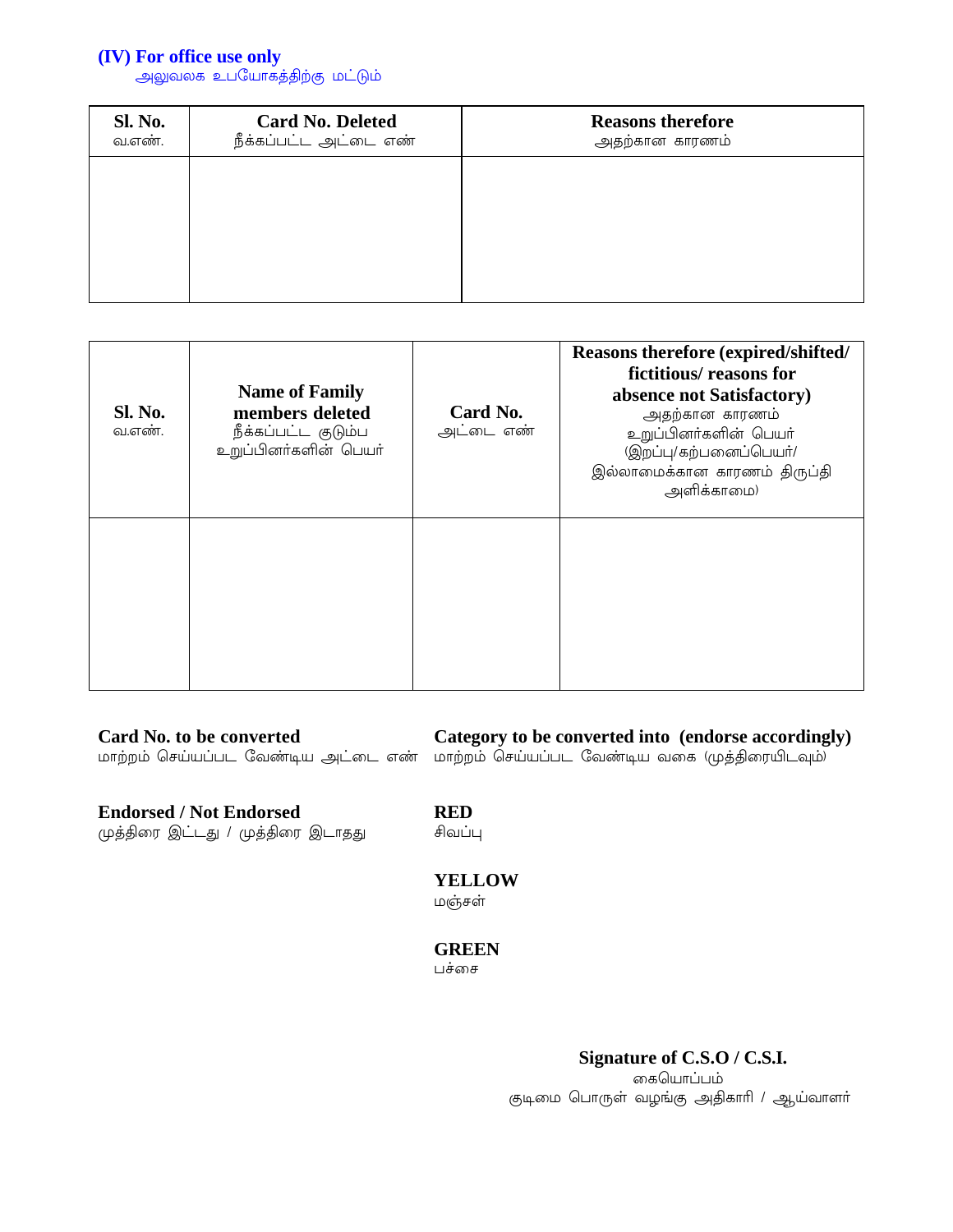### (IV) For office use only
அலுவலக உபயோகத்திற்கு மட்டும்

| Sl. No.<br>வ.எண். | Card No. Deleted<br>நீக்கப்பட்ட அட்டை எண் | Reasons therefore<br>அதற்கான காரணம் |
|---|---|---|
| | | |

| Sl. No.<br>வ.எண். | Name of Family members deleted<br>நீக்கப்பட்ட குடும்ப உறுப்பினர்களின் பெயர் | Card No.<br>அட்டை எண் | Reasons therefore (expired/shifted/ fictitious/ reasons for absence not Satisfactory)<br>அதற்கான காரணம் உறுப்பினர்களின் பெயர் (இறப்பு/கற்பனைப்பெயர்/ இல்லாமைக்கான காரணம் திருப்தி அளிக்காமை) |
|---|---|---|---|
| | | | |

**Card No. to be converted**
மாற்றம் செய்யப்பட வேண்டிய அட்டை எண்

**Category to be converted into (endorse accordingly)**
மாற்றம் செய்யப்பட வேண்டிய வகை (முத்திரையிடவும்)

**Endorsed / Not Endorsed**
முத்திரை இட்டது / முத்திரை இடாதது

**RED**
சிவப்பு

**YELLOW**
மஞ்சள்

**GREEN**
பச்சை

**Signature of C.S.O / C.S.I.**
கையொப்பம்
குடிமை பொருள் வழங்கு அதிகாரி / ஆய்வாளர்